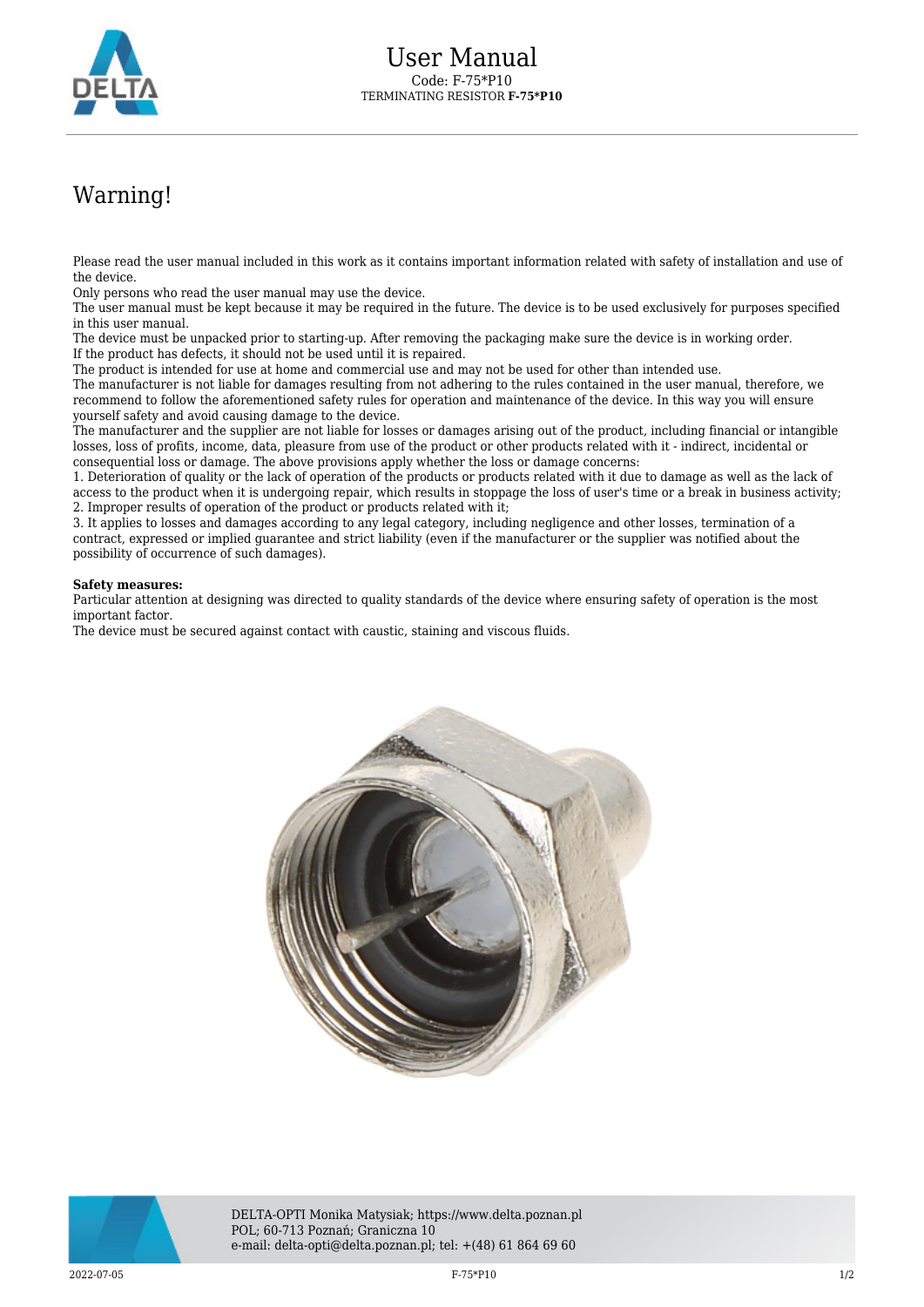# User Manual

Code: F-75*P10
TERMINATING RESISTOR **F-75*P10**

## Warning!

Please read the user manual included in this work as it contains important information related with safety of installation and use of the device.
Only persons who read the user manual may use the device.
The user manual must be kept because it may be required in the future. The device is to be used exclusively for purposes specified in this user manual.
The device must be unpacked prior to starting-up. After removing the packaging make sure the device is in working order.
If the product has defects, it should not be used until it is repaired.
The product is intended for use at home and commercial use and may not be used for other than intended use.
The manufacturer is not liable for damages resulting from not adhering to the rules contained in the user manual, therefore, we recommend to follow the aforementioned safety rules for operation and maintenance of the device. In this way you will ensure yourself safety and avoid causing damage to the device.
The manufacturer and the supplier are not liable for losses or damages arising out of the product, including financial or intangible losses, loss of profits, income, data, pleasure from use of the product or other products related with it - indirect, incidental or consequential loss or damage. The above provisions apply whether the loss or damage concerns:
1. Deterioration of quality or the lack of operation of the products or products related with it due to damage as well as the lack of access to the product when it is undergoing repair, which results in stoppage the loss of user's time or a break in business activity;
2. Improper results of operation of the product or products related with it;
3. It applies to losses and damages according to any legal category, including negligence and other losses, termination of a contract, expressed or implied guarantee and strict liability (even if the manufacturer or the supplier was notified about the possibility of occurrence of such damages).

**Safety measures:**
Particular attention at designing was directed to quality standards of the device where ensuring safety of operation is the most important factor.
The device must be secured against contact with caustic, staining and viscous fluids.

DELTA-OPTI Monika Matysiak; https://www.delta.poznan.pl
POL; 60-713 Poznań; Graniczna 10
e-mail: delta-opti@delta.poznan.pl; tel: +(48) 61 864 69 60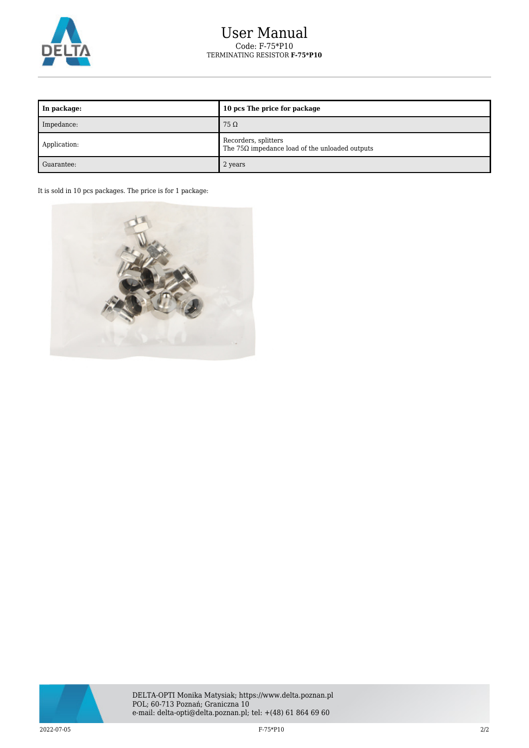# User Manual

Code: F-75*P10

TERMINATING RESISTOR **F-75*P10**

| **In package:** | **10 pcs The price for package** |
| --- | --- |
| Impedance: | 75 Ω |
| Application: | Recorders, splitters<br>The 75Ω impedance load of the unloaded outputs |
| Guarantee: | 2 years |

It is sold in 10 pcs packages. The price is for 1 package:

DELTA-OPTI Monika Matysiak; https://www.delta.poznan.pl
POL; 60-713 Poznań; Graniczna 10
e-mail: delta-opti@delta.poznan.pl; tel: +(48) 61 864 69 60